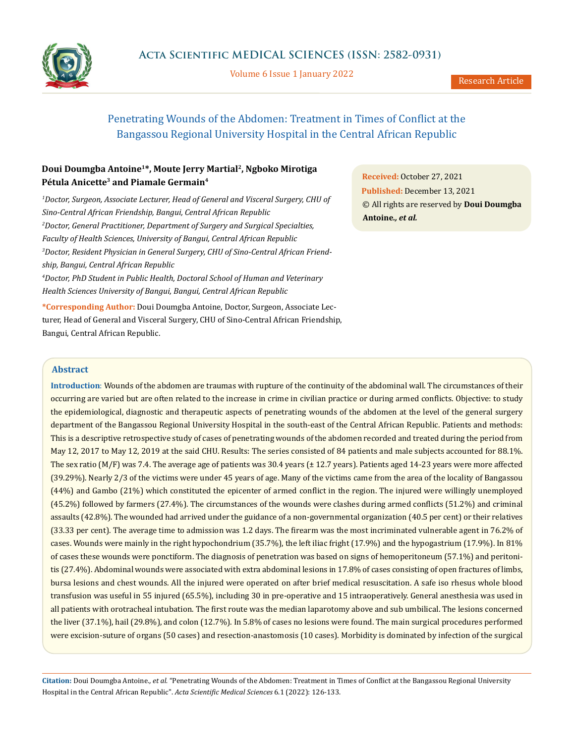# Penetrating Wounds of the Abdomen: Treatment in Times of Conflict at the Bangassou Regional University Hospital in the Central African Republic

**Doui Doumgba Antoine[1]\*, Moute Jerry Martial[2], Ngboko Mirotiga Pétula Anicette[3] and Piamale Germain[4]**

*[1]Doctor, Surgeon, Associate Lecturer, Head of General and Visceral Surgery, CHU of Sino-Central African Friendship, Bangui, Central African Republic*

*[2]Doctor, General Practitioner, Department of Surgery and Surgical Specialties, Faculty of Health Sciences, University of Bangui, Central African Republic*

*[3]Doctor, Resident Physician in General Surgery, CHU of Sino-Central African Friendship, Bangui, Central African Republic*

*[4]Doctor, PhD Student in Public Health, Doctoral School of Human and Veterinary Health Sciences University of Bangui, Bangui, Central African Republic*

**\*Corresponding Author:** Doui Doumgba Antoine, Doctor, Surgeon, Associate Lecturer, Head of General and Visceral Surgery, CHU of Sino-Central African Friendship, Bangui, Central African Republic.

**Received:** October 27, 2021

**Published:** December 13, 2021

© All rights are reserved by **Doui Doumgba Antoine*., et al.***

## Abstract

**Introduction**: Wounds of the abdomen are traumas with rupture of the continuity of the abdominal wall. The circumstances of their occurring are varied but are often related to the increase in crime in civilian practice or during armed conflicts. Objective: to study the epidemiological, diagnostic and therapeutic aspects of penetrating wounds of the abdomen at the level of the general surgery department of the Bangassou Regional University Hospital in the south-east of the Central African Republic. Patients and methods: This is a descriptive retrospective study of cases of penetrating wounds of the abdomen recorded and treated during the period from May 12, 2017 to May 12, 2019 at the said CHU. Results: The series consisted of 84 patients and male subjects accounted for 88.1%. The sex ratio (M/F) was 7.4. The average age of patients was 30.4 years (± 12.7 years). Patients aged 14-23 years were more affected (39.29%). Nearly 2/3 of the victims were under 45 years of age. Many of the victims came from the area of the locality of Bangassou (44%) and Gambo (21%) which constituted the epicenter of armed conflict in the region. The injured were willingly unemployed (45.2%) followed by farmers (27.4%). The circumstances of the wounds were clashes during armed conflicts (51.2%) and criminal assaults (42.8%). The wounded had arrived under the guidance of a non-governmental organization (40.5 per cent) or their relatives (33.33 per cent). The average time to admission was 1.2 days. The firearm was the most incriminated vulnerable agent in 76.2% of cases. Wounds were mainly in the right hypochondrium (35.7%), the left iliac fright (17.9%) and the hypogastrium (17.9%). In 81% of cases these wounds were ponctiform. The diagnosis of penetration was based on signs of hemoperitoneum (57.1%) and peritonitis (27.4%). Abdominal wounds were associated with extra abdominal lesions in 17.8% of cases consisting of open fractures of limbs, bursa lesions and chest wounds. All the injured were operated on after brief medical resuscitation. A safe iso rhesus whole blood transfusion was useful in 55 injured (65.5%), including 30 in pre-operative and 15 intraoperatively. General anesthesia was used in all patients with orotracheal intubation. The first route was the median laparotomy above and sub umbilical. The lesions concerned the liver (37.1%), hail (29.8%), and colon (12.7%). In 5.8% of cases no lesions were found. The main surgical procedures performed were excision-suture of organs (50 cases) and resection-anastomosis (10 cases). Morbidity is dominated by infection of the surgical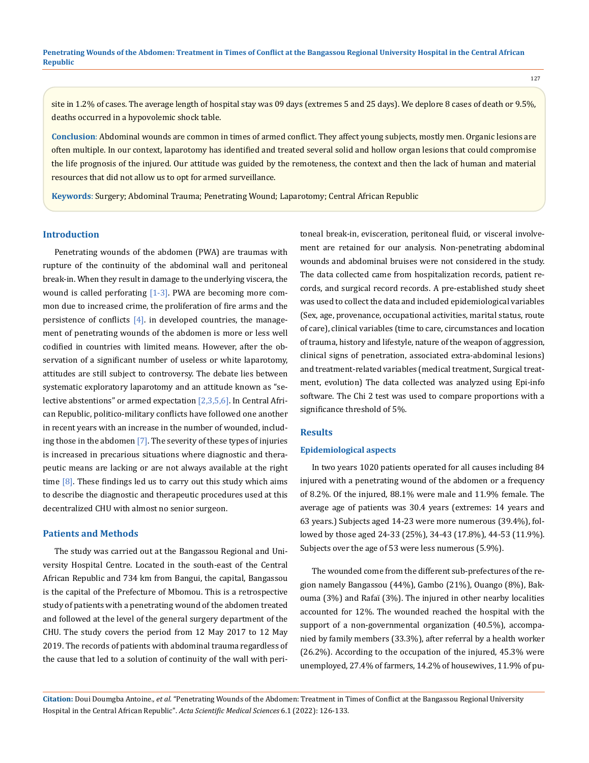site in 1.2% of cases. The average length of hospital stay was 09 days (extremes 5 and 25 days). We deplore 8 cases of death or 9.5%, deaths occurred in a hypovolemic shock table.

**Conclusion**: Abdominal wounds are common in times of armed conflict. They affect young subjects, mostly men. Organic lesions are often multiple. In our context, laparotomy has identified and treated several solid and hollow organ lesions that could compromise the life prognosis of the injured. Our attitude was guided by the remoteness, the context and then the lack of human and material resources that did not allow us to opt for armed surveillance.

**Keywords**: Surgery; Abdominal Trauma; Penetrating Wound; Laparotomy; Central African Republic

## Introduction

Penetrating wounds of the abdomen (PWA) are traumas with rupture of the continuity of the abdominal wall and peritoneal break-in. When they result in damage to the underlying viscera, the wound is called perforating [1-3]. PWA are becoming more common due to increased crime, the proliferation of fire arms and the persistence of conflicts [4]. in developed countries, the management of penetrating wounds of the abdomen is more or less well codified in countries with limited means. However, after the observation of a significant number of useless or white laparotomy, attitudes are still subject to controversy. The debate lies between systematic exploratory laparotomy and an attitude known as "selective abstentions" or armed expectation [2,3,5,6]. In Central African Republic, politico-military conflicts have followed one another in recent years with an increase in the number of wounded, including those in the abdomen [7]. The severity of these types of injuries is increased in precarious situations where diagnostic and therapeutic means are lacking or are not always available at the right time [8]. These findings led us to carry out this study which aims to describe the diagnostic and therapeutic procedures used at this decentralized CHU with almost no senior surgeon.

## Patients and Methods

The study was carried out at the Bangassou Regional and University Hospital Centre. Located in the south-east of the Central African Republic and 734 km from Bangui, the capital, Bangassou is the capital of the Prefecture of Mbomou. This is a retrospective study of patients with a penetrating wound of the abdomen treated and followed at the level of the general surgery department of the CHU. The study covers the period from 12 May 2017 to 12 May 2019. The records of patients with abdominal trauma regardless of the cause that led to a solution of continuity of the wall with peritoneal break-in, evisceration, peritoneal fluid, or visceral involvement are retained for our analysis. Non-penetrating abdominal wounds and abdominal bruises were not considered in the study. The data collected came from hospitalization records, patient records, and surgical record records. A pre-established study sheet was used to collect the data and included epidemiological variables (Sex, age, provenance, occupational activities, marital status, route of care), clinical variables (time to care, circumstances and location of trauma, history and lifestyle, nature of the weapon of aggression, clinical signs of penetration, associated extra-abdominal lesions) and treatment-related variables (medical treatment, Surgical treatment, evolution) The data collected was analyzed using Epi-info software. The Chi 2 test was used to compare proportions with a significance threshold of 5%.

## Results

### Epidemiological aspects

In two years 1020 patients operated for all causes including 84 injured with a penetrating wound of the abdomen or a frequency of 8.2%. Of the injured, 88.1% were male and 11.9% female. The average age of patients was 30.4 years (extremes: 14 years and 63 years.) Subjects aged 14-23 were more numerous (39.4%), followed by those aged 24-33 (25%), 34-43 (17.8%), 44-53 (11.9%). Subjects over the age of 53 were less numerous (5.9%).

The wounded come from the different sub-prefectures of the region namely Bangassou (44%), Gambo (21%), Ouango (8%), Bakouma (3%) and Rafaï (3%). The injured in other nearby localities accounted for 12%. The wounded reached the hospital with the support of a non-governmental organization (40.5%), accompanied by family members (33.3%), after referral by a health worker (26.2%). According to the occupation of the injured, 45.3% were unemployed, 27.4% of farmers, 14.2% of housewives, 11.9% of pu-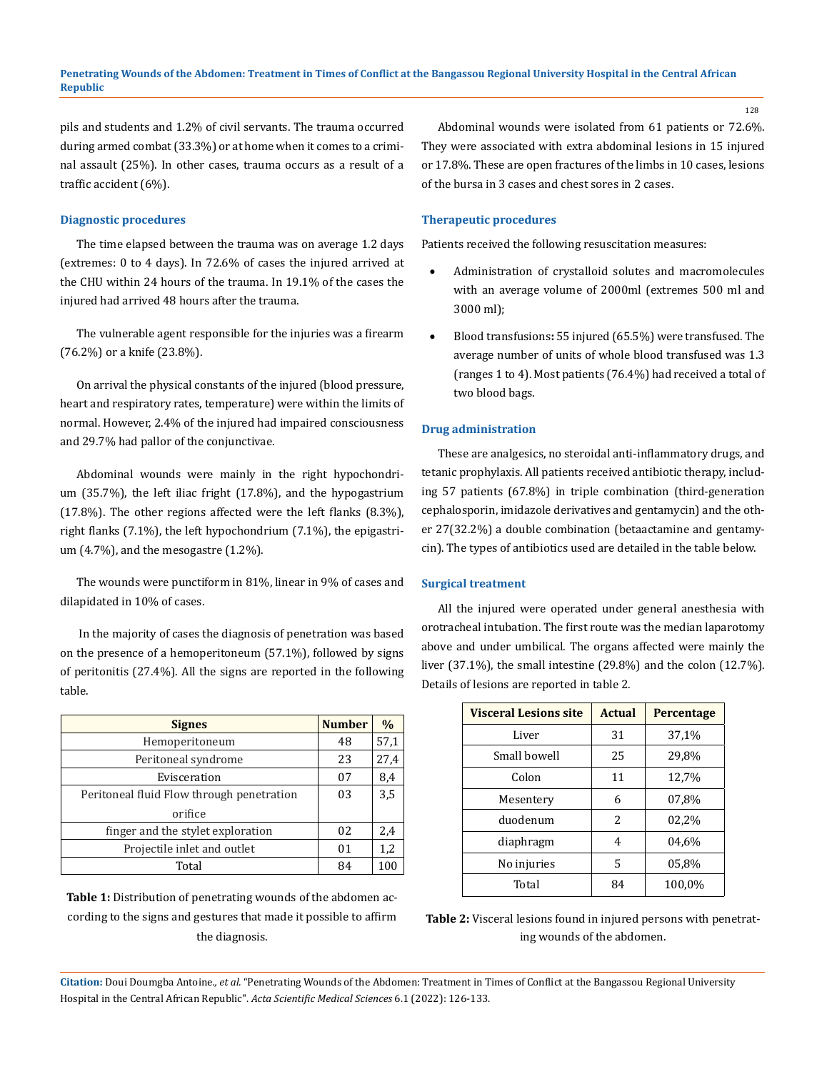pils and students and 1.2% of civil servants. The trauma occurred during armed combat (33.3%) or at home when it comes to a criminal assault (25%). In other cases, trauma occurs as a result of a traffic accident (6%).

### Diagnostic procedures

The time elapsed between the trauma was on average 1.2 days (extremes: 0 to 4 days). In 72.6% of cases the injured arrived at the CHU within 24 hours of the trauma. In 19.1% of the cases the injured had arrived 48 hours after the trauma.

The vulnerable agent responsible for the injuries was a firearm (76.2%) or a knife (23.8%).

On arrival the physical constants of the injured (blood pressure, heart and respiratory rates, temperature) were within the limits of normal. However, 2.4% of the injured had impaired consciousness and 29.7% had pallor of the conjunctivae.

Abdominal wounds were mainly in the right hypochondrium (35.7%), the left iliac fright (17.8%), and the hypogastrium (17.8%). The other regions affected were the left flanks (8.3%), right flanks (7.1%), the left hypochondrium (7.1%), the epigastrium (4.7%), and the mesogastre (1.2%).

The wounds were punctiform in 81%, linear in 9% of cases and dilapidated in 10% of cases.

In the majority of cases the diagnosis of penetration was based on the presence of a hemoperitoneum (57.1%), followed by signs of peritonitis (27.4%). All the signs are reported in the following table.

| Signes | Number | % |
|---|---|---|
| Hemoperitoneum | 48 | 57,1 |
| Peritoneal syndrome | 23 | 27,4 |
| Evisceration | 07 | 8,4 |
| Peritoneal fluid Flow through penetration orifice | 03 | 3,5 |
| finger and the stylet exploration | 02 | 2,4 |
| Projectile inlet and outlet | 01 | 1,2 |
| Total | 84 | 100 |

**Table 1:** Distribution of penetrating wounds of the abdomen according to the signs and gestures that made it possible to affirm the diagnosis.

Abdominal wounds were isolated from 61 patients or 72.6%. They were associated with extra abdominal lesions in 15 injured or 17.8%. These are open fractures of the limbs in 10 cases, lesions of the bursa in 3 cases and chest sores in 2 cases.

### Therapeutic procedures

Patients received the following resuscitation measures:

- Administration of crystalloid solutes and macromolecules with an average volume of 2000ml (extremes 500 ml and 3000 ml);
- Blood transfusions**:** 55 injured (65.5%) were transfused. The average number of units of whole blood transfused was 1.3 (ranges 1 to 4). Most patients (76.4%) had received a total of two blood bags.

### Drug administration

These are analgesics, no steroidal anti-inflammatory drugs, and tetanic prophylaxis. All patients received antibiotic therapy, including 57 patients (67.8%) in triple combination (third-generation cephalosporin, imidazole derivatives and gentamycin) and the other 27(32.2%) a double combination (betaactamine and gentamycin). The types of antibiotics used are detailed in the table below.

### Surgical treatment

All the injured were operated under general anesthesia with orotracheal intubation. The first route was the median laparotomy above and under umbilical. The organs affected were mainly the liver (37.1%), the small intestine (29.8%) and the colon (12.7%). Details of lesions are reported in table 2.

| Visceral Lesions site | Actual | Percentage |
|---|---|---|
| Liver | 31 | 37,1% |
| Small bowell | 25 | 29,8% |
| Colon | 11 | 12,7% |
| Mesentery | 6 | 07,8% |
| duodenum | 2 | 02,2% |
| diaphragm | 4 | 04,6% |
| No injuries | 5 | 05,8% |
| Total | 84 | 100,0% |

**Table 2:** Visceral lesions found in injured persons with penetrating wounds of the abdomen.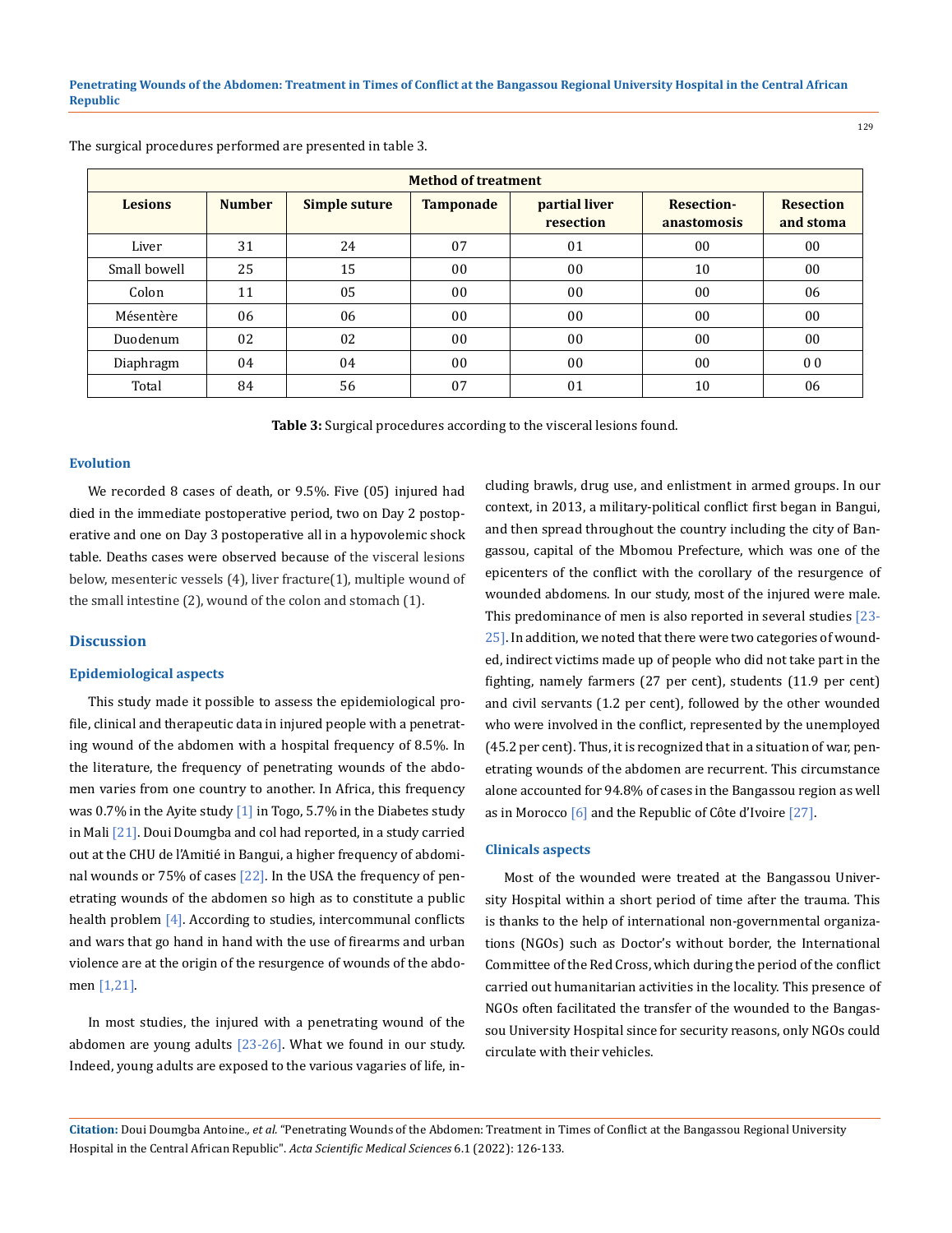The surgical procedures performed are presented in table 3.

| Method of treatment | | | | | | |
|---|---|---|---|---|---|---|
| **Lesions** | **Number** | **Simple suture** | **Tamponade** | **partial liver resection** | **Resection-anastomosis** | **Resection and stoma** |
| Liver | 31 | 24 | 07 | 01 | 00 | 00 |
| Small bowell | 25 | 15 | 00 | 00 | 10 | 00 |
| Colon | 11 | 05 | 00 | 00 | 00 | 06 |
| Mésentère | 06 | 06 | 00 | 00 | 00 | 00 |
| Duodenum | 02 | 02 | 00 | 00 | 00 | 00 |
| Diaphragm | 04 | 04 | 00 | 00 | 00 | 0 0 |
| Total | 84 | 56 | 07 | 01 | 10 | 06 |

**Table 3:** Surgical procedures according to the visceral lesions found.

### Evolution

We recorded 8 cases of death, or 9.5%. Five (05) injured had died in the immediate postoperative period, two on Day 2 postoperative and one on Day 3 postoperative all in a hypovolemic shock table. Deaths cases were observed because of the visceral lesions below, mesenteric vessels (4), liver fracture(1), multiple wound of the small intestine (2), wound of the colon and stomach (1).

## Discussion

### Epidemiological aspects

This study made it possible to assess the epidemiological profile, clinical and therapeutic data in injured people with a penetrating wound of the abdomen with a hospital frequency of 8.5%. In the literature, the frequency of penetrating wounds of the abdomen varies from one country to another. In Africa, this frequency was 0.7% in the Ayite study [1] in Togo, 5.7% in the Diabetes study in Mali [21]. Doui Doumgba and col had reported, in a study carried out at the CHU de l'Amitié in Bangui, a higher frequency of abdominal wounds or 75% of cases [22]. In the USA the frequency of penetrating wounds of the abdomen so high as to constitute a public health problem [4]. According to studies, intercommunal conflicts and wars that go hand in hand with the use of firearms and urban violence are at the origin of the resurgence of wounds of the abdomen [1,21].

In most studies, the injured with a penetrating wound of the abdomen are young adults [23-26]. What we found in our study. Indeed, young adults are exposed to the various vagaries of life, including brawls, drug use, and enlistment in armed groups. In our context, in 2013, a military-political conflict first began in Bangui, and then spread throughout the country including the city of Bangassou, capital of the Mbomou Prefecture, which was one of the epicenters of the conflict with the corollary of the resurgence of wounded abdomens. In our study, most of the injured were male. This predominance of men is also reported in several studies [23-25]. In addition, we noted that there were two categories of wounded, indirect victims made up of people who did not take part in the fighting, namely farmers (27 per cent), students (11.9 per cent) and civil servants (1.2 per cent), followed by the other wounded who were involved in the conflict, represented by the unemployed (45.2 per cent). Thus, it is recognized that in a situation of war, penetrating wounds of the abdomen are recurrent. This circumstance alone accounted for 94.8% of cases in the Bangassou region as well as in Morocco [6] and the Republic of Côte d'Ivoire [27].

### Clinicals aspects

Most of the wounded were treated at the Bangassou University Hospital within a short period of time after the trauma. This is thanks to the help of international non-governmental organizations (NGOs) such as Doctor's without border, the International Committee of the Red Cross, which during the period of the conflict carried out humanitarian activities in the locality. This presence of NGOs often facilitated the transfer of the wounded to the Bangassou University Hospital since for security reasons, only NGOs could circulate with their vehicles.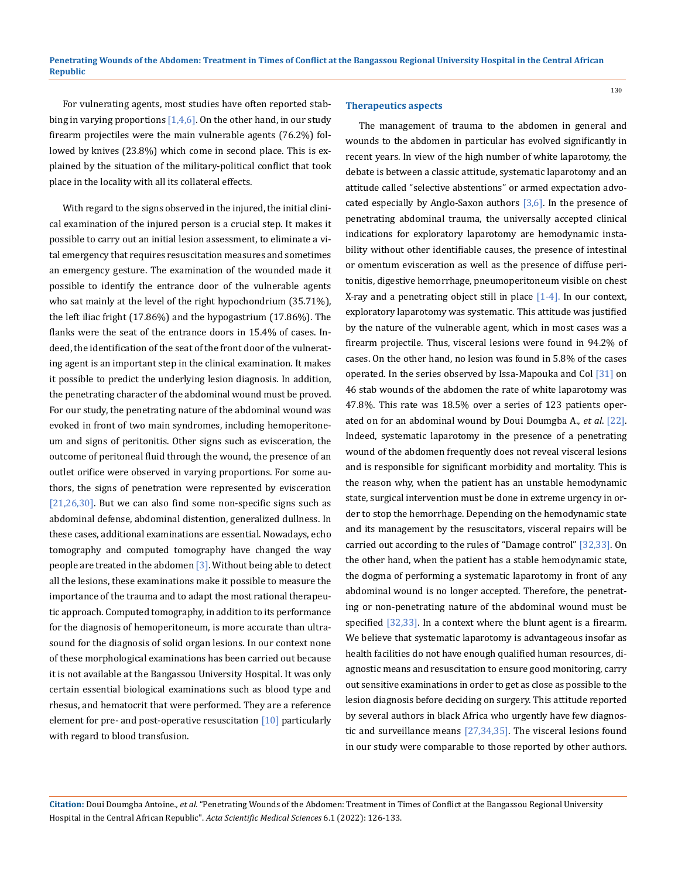For vulnerating agents, most studies have often reported stabbing in varying proportions [1,4,6]. On the other hand, in our study firearm projectiles were the main vulnerable agents (76.2%) followed by knives (23.8%) which come in second place. This is explained by the situation of the military-political conflict that took place in the locality with all its collateral effects.

With regard to the signs observed in the injured, the initial clinical examination of the injured person is a crucial step. It makes it possible to carry out an initial lesion assessment, to eliminate a vital emergency that requires resuscitation measures and sometimes an emergency gesture. The examination of the wounded made it possible to identify the entrance door of the vulnerable agents who sat mainly at the level of the right hypochondrium (35.71%), the left iliac fright (17.86%) and the hypogastrium (17.86%). The flanks were the seat of the entrance doors in 15.4% of cases. Indeed, the identification of the seat of the front door of the vulnerating agent is an important step in the clinical examination. It makes it possible to predict the underlying lesion diagnosis. In addition, the penetrating character of the abdominal wound must be proved. For our study, the penetrating nature of the abdominal wound was evoked in front of two main syndromes, including hemoperitoneum and signs of peritonitis. Other signs such as evisceration, the outcome of peritoneal fluid through the wound, the presence of an outlet orifice were observed in varying proportions. For some authors, the signs of penetration were represented by evisceration [21,26,30]. But we can also find some non-specific signs such as abdominal defense, abdominal distention, generalized dullness. In these cases, additional examinations are essential. Nowadays, echo tomography and computed tomography have changed the way people are treated in the abdomen [3]. Without being able to detect all the lesions, these examinations make it possible to measure the importance of the trauma and to adapt the most rational therapeutic approach. Computed tomography, in addition to its performance for the diagnosis of hemoperitoneum, is more accurate than ultrasound for the diagnosis of solid organ lesions. In our context none of these morphological examinations has been carried out because it is not available at the Bangassou University Hospital. It was only certain essential biological examinations such as blood type and rhesus, and hematocrit that were performed. They are a reference element for pre- and post-operative resuscitation [10] particularly with regard to blood transfusion.

### Therapeutics aspects

The management of trauma to the abdomen in general and wounds to the abdomen in particular has evolved significantly in recent years. In view of the high number of white laparotomy, the debate is between a classic attitude, systematic laparotomy and an attitude called "selective abstentions" or armed expectation advocated especially by Anglo-Saxon authors [3,6]. In the presence of penetrating abdominal trauma, the universally accepted clinical indications for exploratory laparotomy are hemodynamic instability without other identifiable causes, the presence of intestinal or omentum evisceration as well as the presence of diffuse peritonitis, digestive hemorrhage, pneumoperitoneum visible on chest X-ray and a penetrating object still in place [1-4]. In our context, exploratory laparotomy was systematic. This attitude was justified by the nature of the vulnerable agent, which in most cases was a firearm projectile. Thus, visceral lesions were found in 94.2% of cases. On the other hand, no lesion was found in 5.8% of the cases operated. In the series observed by Issa-Mapouka and Col [31] on 46 stab wounds of the abdomen the rate of white laparotomy was 47.8%. This rate was 18.5% over a series of 123 patients operated on for an abdominal wound by Doui Doumgba A., *et al*. [22]. Indeed, systematic laparotomy in the presence of a penetrating wound of the abdomen frequently does not reveal visceral lesions and is responsible for significant morbidity and mortality. This is the reason why, when the patient has an unstable hemodynamic state, surgical intervention must be done in extreme urgency in order to stop the hemorrhage. Depending on the hemodynamic state and its management by the resuscitators, visceral repairs will be carried out according to the rules of "Damage control" [32,33]. On the other hand, when the patient has a stable hemodynamic state, the dogma of performing a systematic laparotomy in front of any abdominal wound is no longer accepted. Therefore, the penetrating or non-penetrating nature of the abdominal wound must be specified [32,33]. In a context where the blunt agent is a firearm. We believe that systematic laparotomy is advantageous insofar as health facilities do not have enough qualified human resources, diagnostic means and resuscitation to ensure good monitoring, carry out sensitive examinations in order to get as close as possible to the lesion diagnosis before deciding on surgery. This attitude reported by several authors in black Africa who urgently have few diagnostic and surveillance means [27,34,35]. The visceral lesions found in our study were comparable to those reported by other authors.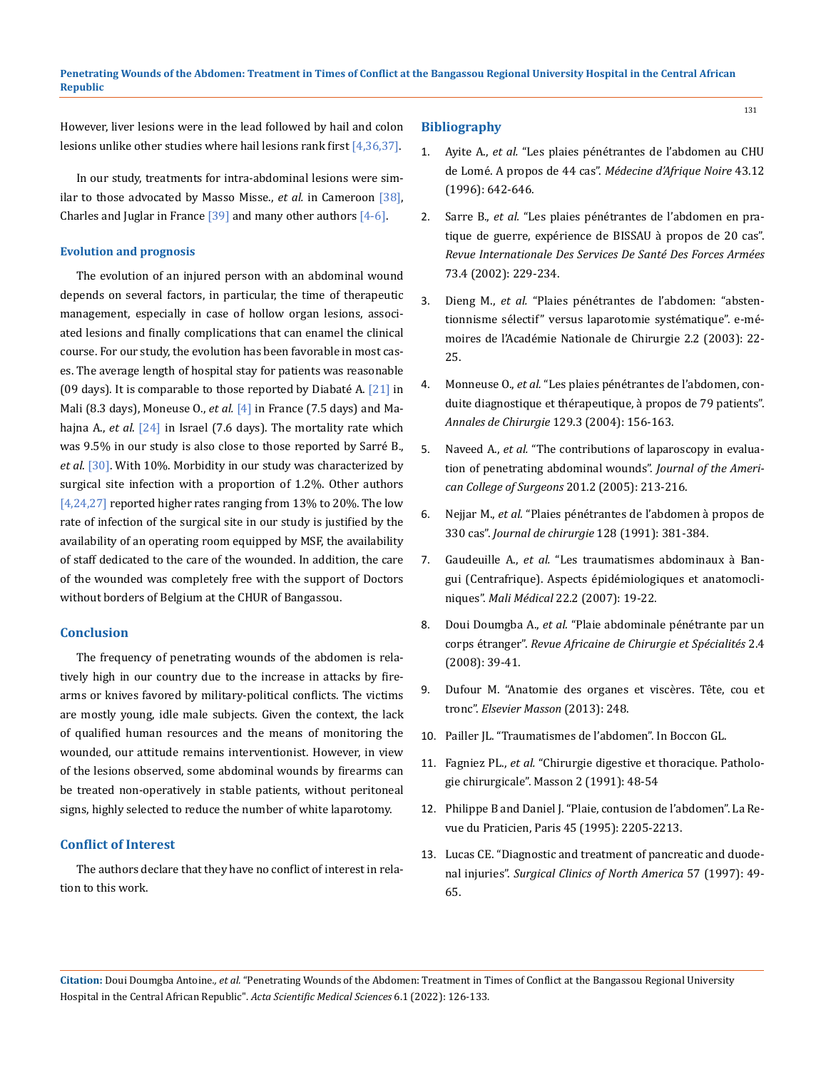However, liver lesions were in the lead followed by hail and colon lesions unlike other studies where hail lesions rank first [4,36,37].

In our study, treatments for intra-abdominal lesions were similar to those advocated by Masso Misse., *et al.* in Cameroon [38], Charles and Juglar in France [39] and many other authors [4-6].

### Evolution and prognosis

The evolution of an injured person with an abdominal wound depends on several factors, in particular, the time of therapeutic management, especially in case of hollow organ lesions, associated lesions and finally complications that can enamel the clinical course. For our study, the evolution has been favorable in most cases. The average length of hospital stay for patients was reasonable (09 days). It is comparable to those reported by Diabaté A. [21] in Mali (8.3 days), Moneuse O., *et al.* [4] in France (7.5 days) and Mahajna A., *et al.* [24] in Israel (7.6 days). The mortality rate which was 9.5% in our study is also close to those reported by Sarré B., *et al.* [30]. With 10%. Morbidity in our study was characterized by surgical site infection with a proportion of 1.2%. Other authors [4,24,27] reported higher rates ranging from 13% to 20%. The low rate of infection of the surgical site in our study is justified by the availability of an operating room equipped by MSF, the availability of staff dedicated to the care of the wounded. In addition, the care of the wounded was completely free with the support of Doctors without borders of Belgium at the CHUR of Bangassou.

## Conclusion

The frequency of penetrating wounds of the abdomen is relatively high in our country due to the increase in attacks by firearms or knives favored by military-political conflicts. The victims are mostly young, idle male subjects. Given the context, the lack of qualified human resources and the means of monitoring the wounded, our attitude remains interventionist. However, in view of the lesions observed, some abdominal wounds by firearms can be treated non-operatively in stable patients, without peritoneal signs, highly selected to reduce the number of white laparotomy.

## Conflict of Interest

The authors declare that they have no conflict of interest in relation to this work.

## Bibliography

1. Ayite A., *et al.* "Les plaies pénétrantes de l'abdomen au CHU de Lomé. A propos de 44 cas". *Médecine d'Afrique Noire* 43.12 (1996): 642-646.
2. Sarre B., *et al.* "Les plaies pénétrantes de l'abdomen en pratique de guerre, expérience de BISSAU à propos de 20 cas". *Revue Internationale Des Services De Santé Des Forces Armées* 73.4 (2002): 229-234.
3. Dieng M., *et al.* "Plaies pénétrantes de l'abdomen: "abstentionnisme sélectif" versus laparotomie systématique". e-mémoires de l'Académie Nationale de Chirurgie 2.2 (2003): 22-25.
4. Monneuse O., *et al.* "Les plaies pénétrantes de l'abdomen, conduite diagnostique et thérapeutique, à propos de 79 patients". *Annales de Chirurgie* 129.3 (2004): 156-163.
5. Naveed A., *et al.* "The contributions of laparoscopy in evaluation of penetrating abdominal wounds". *Journal of the American College of Surgeons* 201.2 (2005): 213-216.
6. Nejjar M., *et al.* "Plaies pénétrantes de l'abdomen à propos de 330 cas". *Journal de chirurgie* 128 (1991): 381-384.
7. Gaudeuille A., *et al.* "Les traumatismes abdominaux à Bangui (Centrafrique). Aspects épidémiologiques et anatomocliniques". *Mali Médical* 22.2 (2007): 19-22.
8. Doui Doumgba A., *et al.* "Plaie abdominale pénétrante par un corps étranger". *Revue Africaine de Chirurgie et Spécialités* 2.4 (2008): 39-41.
9. Dufour M. "Anatomie des organes et viscères. Tête, cou et tronc". *Elsevier Masson* (2013): 248.
10. Pailler JL. "Traumatismes de l'abdomen". In Boccon GL.
11. Fagniez PL., *et al.* "Chirurgie digestive et thoracique. Pathologie chirurgicale". Masson 2 (1991): 48-54
12. Philippe B and Daniel J. "Plaie, contusion de l'abdomen". La Revue du Praticien, Paris 45 (1995): 2205-2213.
13. Lucas CE. "Diagnostic and treatment of pancreatic and duodenal injuries". *Surgical Clinics of North America* 57 (1997): 49-65.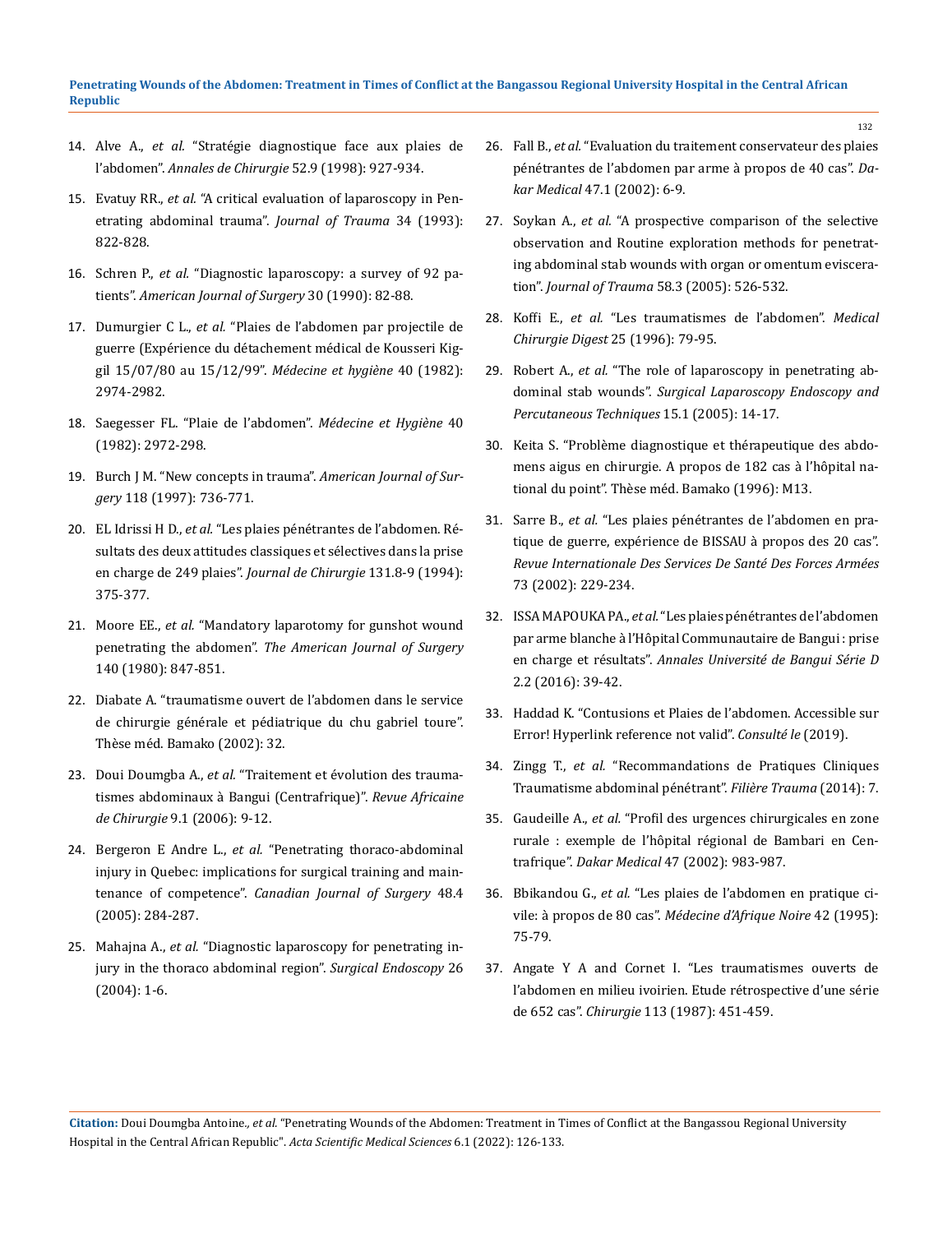14. Alve A., *et al.* "Stratégie diagnostique face aux plaies de l'abdomen". *Annales de Chirurgie* 52.9 (1998): 927-934.
15. Evatuy RR., *et al.* "A critical evaluation of laparoscopy in Penetrating abdominal trauma". *Journal of Trauma* 34 (1993): 822-828.
16. Schren P., *et al.* "Diagnostic laparoscopy: a survey of 92 patients". *American Journal of Surgery* 30 (1990): 82-88.
17. Dumurgier C L., *et al.* "Plaies de l'abdomen par projectile de guerre (Expérience du détachement médical de Kousseri Kiggil 15/07/80 au 15/12/99". *Médecine et hygiène* 40 (1982): 2974-2982.
18. Saegesser FL. "Plaie de l'abdomen". *Médecine et Hygiène* 40 (1982): 2972-298.
19. Burch J M. "New concepts in trauma". *American Journal of Surgery* 118 (1997): 736-771.
20. EL Idrissi H D., *et al.* "Les plaies pénétrantes de l'abdomen. Résultats des deux attitudes classiques et sélectives dans la prise en charge de 249 plaies". *Journal de Chirurgie* 131.8-9 (1994): 375-377.
21. Moore EE., *et al.* "Mandatory laparotomy for gunshot wound penetrating the abdomen". *The American Journal of Surgery* 140 (1980): 847-851.
22. Diabate A. "traumatisme ouvert de l'abdomen dans le service de chirurgie générale et pédiatrique du chu gabriel toure". Thèse méd. Bamako (2002): 32.
23. Doui Doumgba A., *et al.* "Traitement et évolution des traumatismes abdominaux à Bangui (Centrafrique)". *Revue Africaine de Chirurgie* 9.1 (2006): 9-12.
24. Bergeron E Andre L., *et al.* "Penetrating thoraco-abdominal injury in Quebec: implications for surgical training and maintenance of competence". *Canadian Journal of Surgery* 48.4 (2005): 284-287.
25. Mahajna A., *et al.* "Diagnostic laparoscopy for penetrating injury in the thoraco abdominal region". *Surgical Endoscopy* 26 (2004): 1-6.
26. Fall B., *et al.* "Evaluation du traitement conservateur des plaies pénétrantes de l'abdomen par arme à propos de 40 cas". *Dakar Medical* 47.1 (2002): 6-9.
27. Soykan A., *et al.* "A prospective comparison of the selective observation and Routine exploration methods for penetrating abdominal stab wounds with organ or omentum evisceration". *Journal of Trauma* 58.3 (2005): 526-532.
28. Koffi E., *et al.* "Les traumatismes de l'abdomen". *Medical Chirurgie Digest* 25 (1996): 79-95.
29. Robert A., *et al.* "The role of laparoscopy in penetrating abdominal stab wounds". *Surgical Laparoscopy Endoscopy and Percutaneous Techniques* 15.1 (2005): 14-17.
30. Keita S. "Problème diagnostique et thérapeutique des abdomens aigus en chirurgie. A propos de 182 cas à l'hôpital national du point". Thèse méd. Bamako (1996): M13.
31. Sarre B., *et al.* "Les plaies pénétrantes de l'abdomen en pratique de guerre, expérience de BISSAU à propos des 20 cas". *Revue Internationale Des Services De Santé Des Forces Armées* 73 (2002): 229-234.
32. ISSA MAPOUKA PA., *et al.* "Les plaies pénétrantes de l'abdomen par arme blanche à l'Hôpital Communautaire de Bangui : prise en charge et résultats". *Annales Université de Bangui Série D* 2.2 (2016): 39-42.
33. Haddad K. "Contusions et Plaies de l'abdomen. Accessible sur Error! Hyperlink reference not valid". *Consulté le* (2019).
34. Zingg T., *et al.* "Recommandations de Pratiques Cliniques Traumatisme abdominal pénétrant". *Filière Trauma* (2014): 7.
35. Gaudeille A., *et al.* "Profil des urgences chirurgicales en zone rurale : exemple de l'hôpital régional de Bambari en Centrafrique". *Dakar Medical* 47 (2002): 983-987.
36. Bbikandou G., *et al.* "Les plaies de l'abdomen en pratique civile: à propos de 80 cas". *Médecine d'Afrique Noire* 42 (1995): 75-79.
37. Angate Y A and Cornet I. "Les traumatismes ouverts de l'abdomen en milieu ivoirien. Etude rétrospective d'une série de 652 cas". *Chirurgie* 113 (1987): 451-459.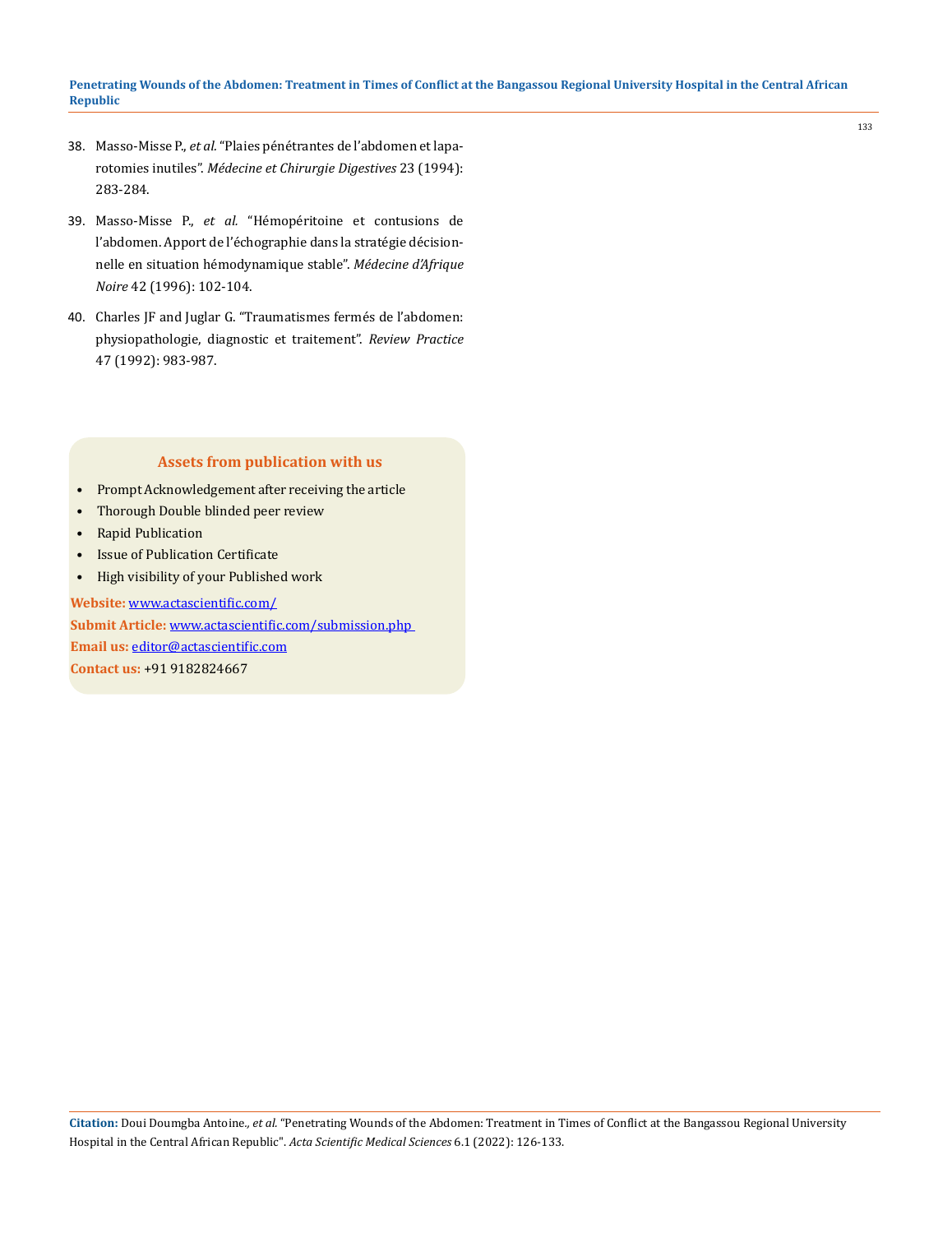38. Masso-Misse P., *et al.* "Plaies pénétrantes de l'abdomen et laparotomies inutiles". *Médecine et Chirurgie Digestives* 23 (1994): 283-284.
39. Masso-Misse P., *et al.* "Hémopéritoine et contusions de l'abdomen. Apport de l'échographie dans la stratégie décisionnelle en situation hémodynamique stable". *Médecine d'Afrique Noire* 42 (1996): 102-104.
40. Charles JF and Juglar G. "Traumatismes fermés de l'abdomen: physiopathologie, diagnostic et traitement". *Review Practice* 47 (1992): 983-987.

**Assets from publication with us**

- Prompt Acknowledgement after receiving the article
- Thorough Double blinded peer review
- Rapid Publication
- Issue of Publication Certificate
- High visibility of your Published work

**Website:** www.actascientific.com/
**Submit Article:** www.actascientific.com/submission.php
**Email us:** editor@actascientific.com
**Contact us:** +91 9182824667

**Citation:** Doui Doumgba Antoine., *et al.* "Penetrating Wounds of the Abdomen: Treatment in Times of Conflict at the Bangassou Regional University Hospital in the Central African Republic". *Acta Scientific Medical Sciences* 6.1 (2022): 126-133.